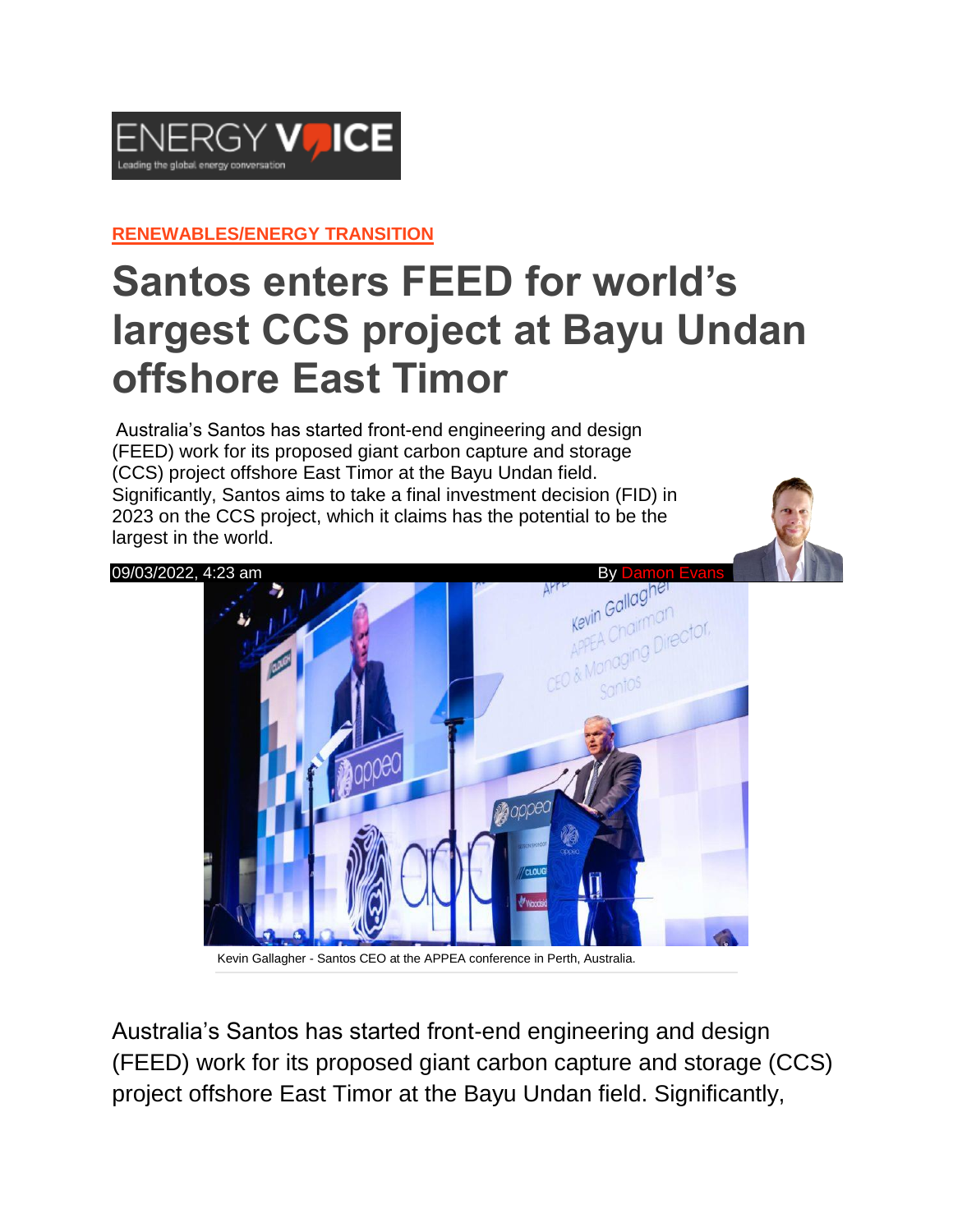ENERGY VOICE
Leading the global energy conversation

**RENEWABLES/ENERGY TRANSITION**

# Santos enters FEED for world's largest CCS project at Bayu Undan offshore East Timor

Australia's Santos has started front-end engineering and design (FEED) work for its proposed giant carbon capture and storage (CCS) project offshore East Timor at the Bayu Undan field. Significantly, Santos aims to take a final investment decision (FID) in 2023 on the CCS project, which it claims has the potential to be the largest in the world.

09/03/2022, 4:23 am By Damon Evans

Kevin Gallagher - Santos CEO at the APPEA conference in Perth, Australia.

Australia's Santos has started front-end engineering and design (FEED) work for its proposed giant carbon capture and storage (CCS) project offshore East Timor at the Bayu Undan field. Significantly,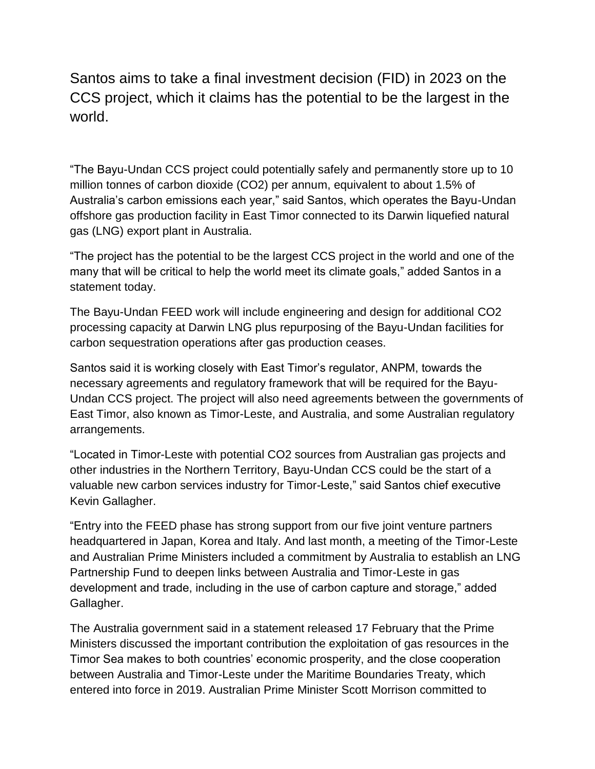Santos aims to take a final investment decision (FID) in 2023 on the CCS project, which it claims has the potential to be the largest in the world.

"The Bayu-Undan CCS project could potentially safely and permanently store up to 10 million tonnes of carbon dioxide ($CO_2$) per annum, equivalent to about 1.5% of Australia's carbon emissions each year," said Santos, which operates the Bayu-Undan offshore gas production facility in East Timor connected to its Darwin liquefied natural gas (LNG) export plant in Australia.

"The project has the potential to be the largest CCS project in the world and one of the many that will be critical to help the world meet its climate goals," added Santos in a statement today.

The Bayu-Undan FEED work will include engineering and design for additional $CO_2$ processing capacity at Darwin LNG plus repurposing of the Bayu-Undan facilities for carbon sequestration operations after gas production ceases.

Santos said it is working closely with East Timor's regulator, ANPM, towards the necessary agreements and regulatory framework that will be required for the Bayu-Undan CCS project. The project will also need agreements between the governments of East Timor, also known as Timor-Leste, and Australia, and some Australian regulatory arrangements.

"Located in Timor-Leste with potential $CO_2$ sources from Australian gas projects and other industries in the Northern Territory, Bayu-Undan CCS could be the start of a valuable new carbon services industry for Timor-Leste," said Santos chief executive Kevin Gallagher.

"Entry into the FEED phase has strong support from our five joint venture partners headquartered in Japan, Korea and Italy. And last month, a meeting of the Timor-Leste and Australian Prime Ministers included a commitment by Australia to establish an LNG Partnership Fund to deepen links between Australia and Timor-Leste in gas development and trade, including in the use of carbon capture and storage," added Gallagher.

The Australia government said in a statement released 17 February that the Prime Ministers discussed the important contribution the exploitation of gas resources in the Timor Sea makes to both countries' economic prosperity, and the close cooperation between Australia and Timor-Leste under the Maritime Boundaries Treaty, which entered into force in 2019. Australian Prime Minister Scott Morrison committed to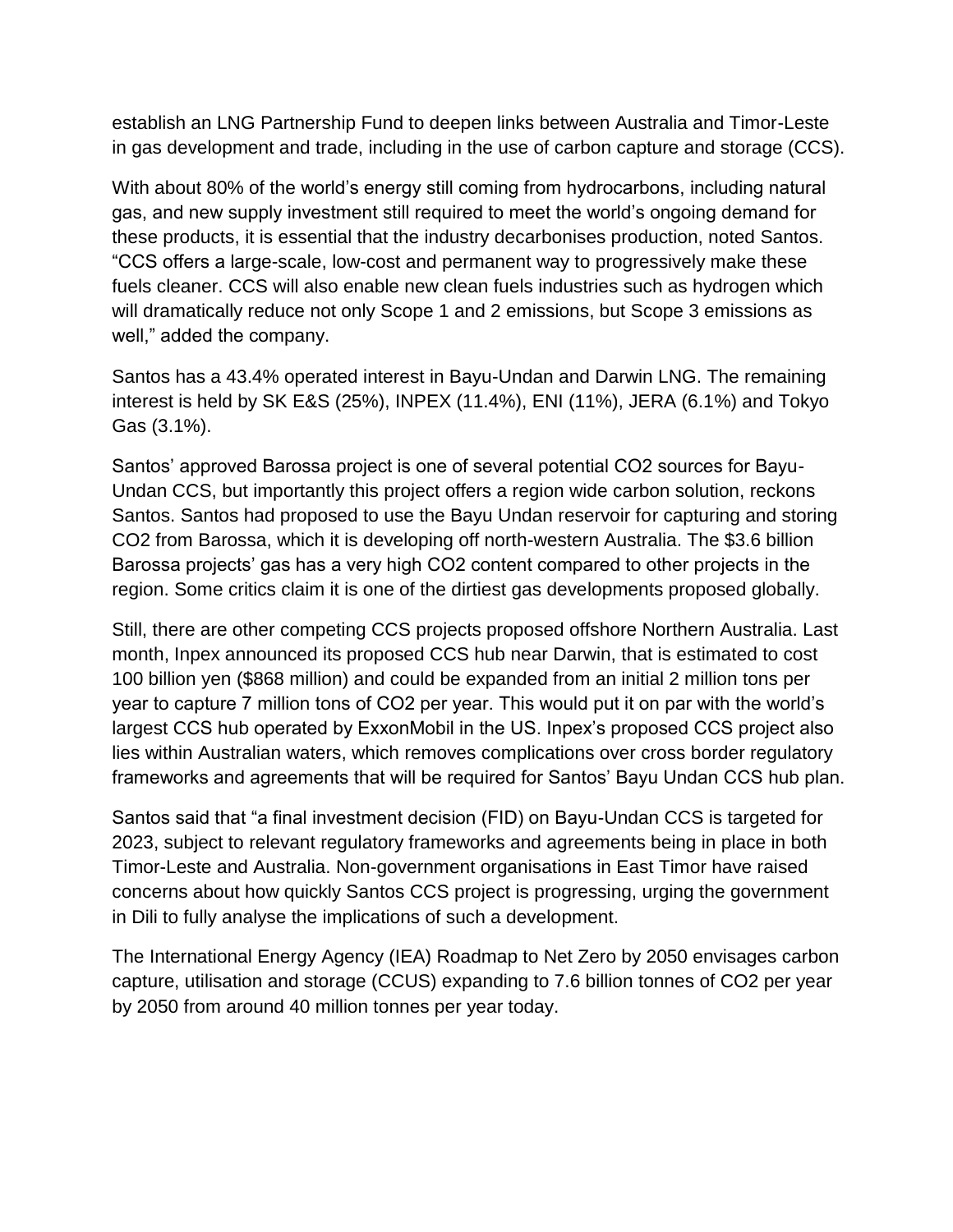establish an LNG Partnership Fund to deepen links between Australia and Timor-Leste in gas development and trade, including in the use of carbon capture and storage (CCS).

With about 80% of the world's energy still coming from hydrocarbons, including natural gas, and new supply investment still required to meet the world's ongoing demand for these products, it is essential that the industry decarbonises production, noted Santos. "CCS offers a large-scale, low-cost and permanent way to progressively make these fuels cleaner. CCS will also enable new clean fuels industries such as hydrogen which will dramatically reduce not only Scope 1 and 2 emissions, but Scope 3 emissions as well," added the company.

Santos has a 43.4% operated interest in Bayu-Undan and Darwin LNG. The remaining interest is held by SK E&S (25%), INPEX (11.4%), ENI (11%), JERA (6.1%) and Tokyo Gas (3.1%).

Santos' approved Barossa project is one of several potential $CO_2$ sources for Bayu-Undan CCS, but importantly this project offers a region wide carbon solution, reckons Santos. Santos had proposed to use the Bayu Undan reservoir for capturing and storing $CO_2$ from Barossa, which it is developing off north-western Australia. The $3.6 billion Barossa projects' gas has a very high $CO_2$ content compared to other projects in the region. Some critics claim it is one of the dirtiest gas developments proposed globally.

Still, there are other competing CCS projects proposed offshore Northern Australia. Last month, Inpex announced its proposed CCS hub near Darwin, that is estimated to cost 100 billion yen ($868 million) and could be expanded from an initial 2 million tons per year to capture 7 million tons of $CO_2$ per year. This would put it on par with the world's largest CCS hub operated by ExxonMobil in the US. Inpex's proposed CCS project also lies within Australian waters, which removes complications over cross border regulatory frameworks and agreements that will be required for Santos' Bayu Undan CCS hub plan.

Santos said that "a final investment decision (FID) on Bayu-Undan CCS is targeted for 2023, subject to relevant regulatory frameworks and agreements being in place in both Timor-Leste and Australia. Non-government organisations in East Timor have raised concerns about how quickly Santos CCS project is progressing, urging the government in Dili to fully analyse the implications of such a development.

The International Energy Agency (IEA) Roadmap to Net Zero by 2050 envisages carbon capture, utilisation and storage (CCUS) expanding to 7.6 billion tonnes of $CO_2$ per year by 2050 from around 40 million tonnes per year today.